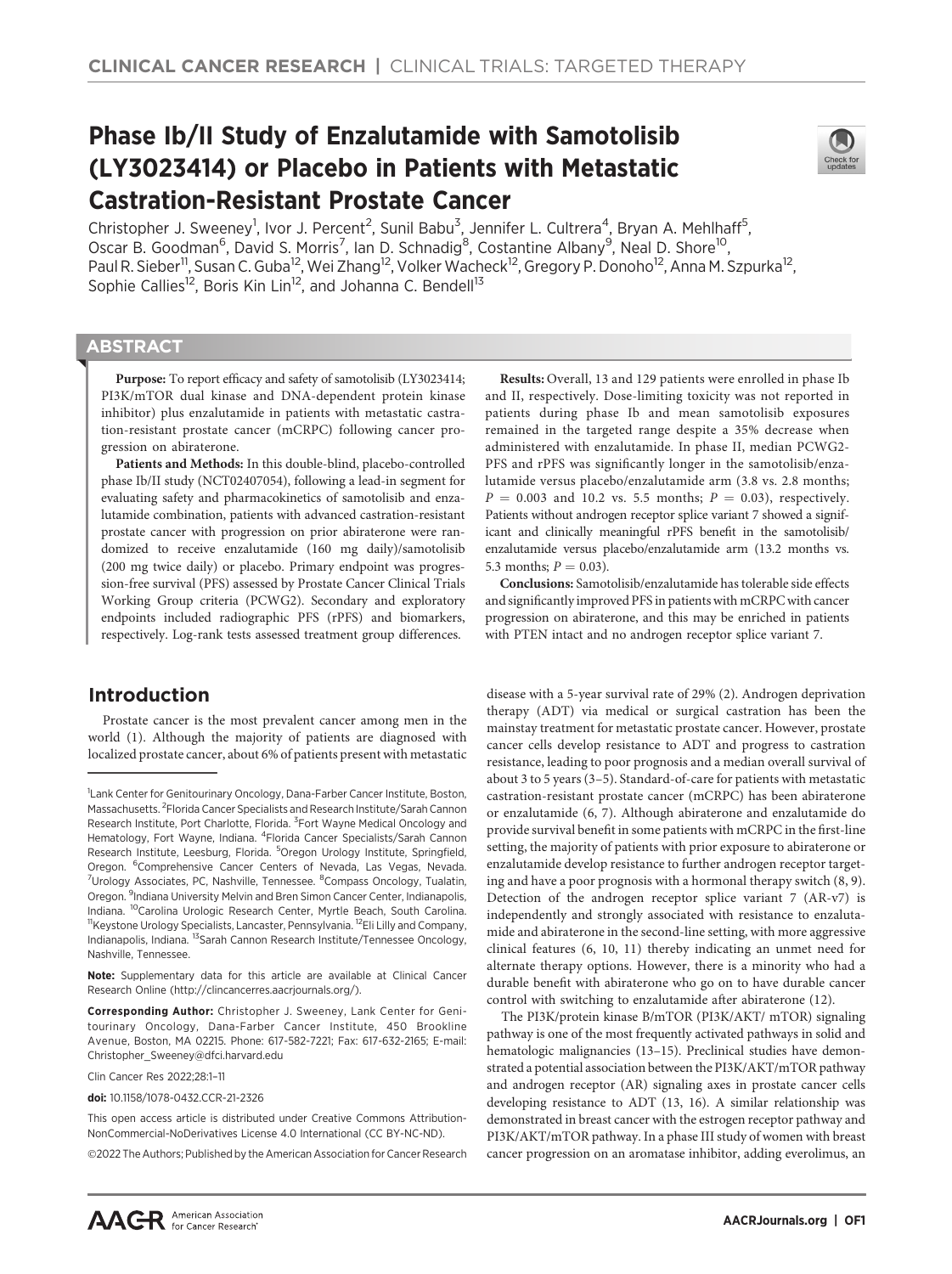# Phase Ib/II Study of Enzalutamide with Samotolisib (LY3023414) or Placebo in Patients with Metastatic Castration-Resistant Prostate Cancer

Christopher J. Sweeney[1], Ivor J. Percent[2], Sunil Babu[3], Jennifer L. Cultrera[4], Bryan A. Mehlhaff[5], Oscar B. Goodman[6], David S. Morris[7], Ian D. Schnadig[8], Costantine Albany[9], Neal D. Shore[10], Paul R. Sieber[11], Susan C. Guba[12], Wei Zhang[12], Volker Wacheck[12], Gregory P. Donoho[12], Anna M. Szpurka[12], Sophie Callies[12], Boris Kin Lin[12], and Johanna C. Bendell[13]

## ABSTRACT

**Purpose:** To report efficacy and safety of samotolisib (LY3023414; PI3K/mTOR dual kinase and DNA-dependent protein kinase inhibitor) plus enzalutamide in patients with metastatic castration-resistant prostate cancer (mCRPC) following cancer progression on abiraterone.

**Patients and Methods:** In this double-blind, placebo-controlled phase Ib/II study (NCT02407054), following a lead-in segment for evaluating safety and pharmacokinetics of samotolisib and enzalutamide combination, patients with advanced castration-resistant prostate cancer with progression on prior abiraterone were randomized to receive enzalutamide (160 mg daily)/samotolisib (200 mg twice daily) or placebo. Primary endpoint was progression-free survival (PFS) assessed by Prostate Cancer Clinical Trials Working Group criteria (PCWG2). Secondary and exploratory endpoints included radiographic PFS (rPFS) and biomarkers, respectively. Log-rank tests assessed treatment group differences.

**Results:** Overall, 13 and 129 patients were enrolled in phase Ib and II, respectively. Dose-limiting toxicity was not reported in patients during phase Ib and mean samotolisib exposures remained in the targeted range despite a 35% decrease when administered with enzalutamide. In phase II, median PCWG2-PFS and rPFS was significantly longer in the samotolisib/enzalutamide versus placebo/enzalutamide arm (3.8 vs. 2.8 months; $P = 0.003$ and 10.2 vs. 5.5 months; $P = 0.03$), respectively. Patients without androgen receptor splice variant 7 showed a significant and clinically meaningful rPFS benefit in the samotolisib/enzalutamide versus placebo/enzalutamide arm (13.2 months vs. 5.3 months; $P = 0.03$).

**Conclusions:** Samotolisib/enzalutamide has tolerable side effects and significantly improved PFS in patients with mCRPC with cancer progression on abiraterone, and this may be enriched in patients with PTEN intact and no androgen receptor splice variant 7.

## Introduction

Prostate cancer is the most prevalent cancer among men in the world (1). Although the majority of patients are diagnosed with localized prostate cancer, about 6% of patients present with metastatic disease with a 5-year survival rate of 29% (2). Androgen deprivation therapy (ADT) via medical or surgical castration has been the mainstay treatment for metastatic prostate cancer. However, prostate cancer cells develop resistance to ADT and progress to castration resistance, leading to poor prognosis and a median overall survival of about 3 to 5 years (3–5). Standard-of-care for patients with metastatic castration-resistant prostate cancer (mCRPC) has been abiraterone or enzalutamide (6, 7). Although abiraterone and enzalutamide do provide survival benefit in some patients with mCRPC in the first-line setting, the majority of patients with prior exposure to abiraterone or enzalutamide develop resistance to further androgen receptor targeting and have a poor prognosis with a hormonal therapy switch (8, 9). Detection of the androgen receptor splice variant 7 (AR-v7) is independently and strongly associated with resistance to enzalutamide and abiraterone in the second-line setting, with more aggressive clinical features (6, 10, 11) thereby indicating an unmet need for alternate therapy options. However, there is a minority who had a durable benefit with abiraterone who go on to have durable cancer control with switching to enzalutamide after abiraterone (12).

The PI3K/protein kinase B/mTOR (PI3K/AKT/ mTOR) signaling pathway is one of the most frequently activated pathways in solid and hematologic malignancies (13–15). Preclinical studies have demonstrated a potential association between the PI3K/AKT/mTOR pathway and androgen receptor (AR) signaling axes in prostate cancer cells developing resistance to ADT (13, 16). A similar relationship was demonstrated in breast cancer with the estrogen receptor pathway and PI3K/AKT/mTOR pathway. In a phase III study of women with breast cancer progression on an aromatase inhibitor, adding everolimus, an

---

[1]Lank Center for Genitourinary Oncology, Dana-Farber Cancer Institute, Boston, Massachusetts. [2]Florida Cancer Specialists and Research Institute/Sarah Cannon Research Institute, Port Charlotte, Florida. [3]Fort Wayne Medical Oncology and Hematology, Fort Wayne, Indiana. [4]Florida Cancer Specialists/Sarah Cannon Research Institute, Leesburg, Florida. [5]Oregon Urology Institute, Springfield, Oregon. [6]Comprehensive Cancer Centers of Nevada, Las Vegas, Nevada. [7]Urology Associates, PC, Nashville, Tennessee. [8]Compass Oncology, Tualatin, Oregon. [9]Indiana University Melvin and Bren Simon Cancer Center, Indianapolis, Indiana. [10]Carolina Urologic Research Center, Myrtle Beach, South Carolina. [11]Keystone Urology Specialists, Lancaster, Pennsylvania. [12]Eli Lilly and Company, Indianapolis, Indiana. [13]Sarah Cannon Research Institute/Tennessee Oncology, Nashville, Tennessee.

**Note:** Supplementary data for this article are available at Clinical Cancer Research Online (http://clincancerres.aacrjournals.org/).

**Corresponding Author:** Christopher J. Sweeney, Lank Center for Genitourinary Oncology, Dana-Farber Cancer Institute, 450 Brookline Avenue, Boston, MA 02215. Phone: 617-582-7221; Fax: 617-632-2165; E-mail: Christopher_Sweeney@dfci.harvard.edu

Clin Cancer Res 2022;28:1–11

**doi:** 10.1158/1078-0432.CCR-21-2326

This open access article is distributed under Creative Commons Attribution-NonCommercial-NoDerivatives License 4.0 International (CC BY-NC-ND).

©2022 The Authors; Published by the American Association for Cancer Research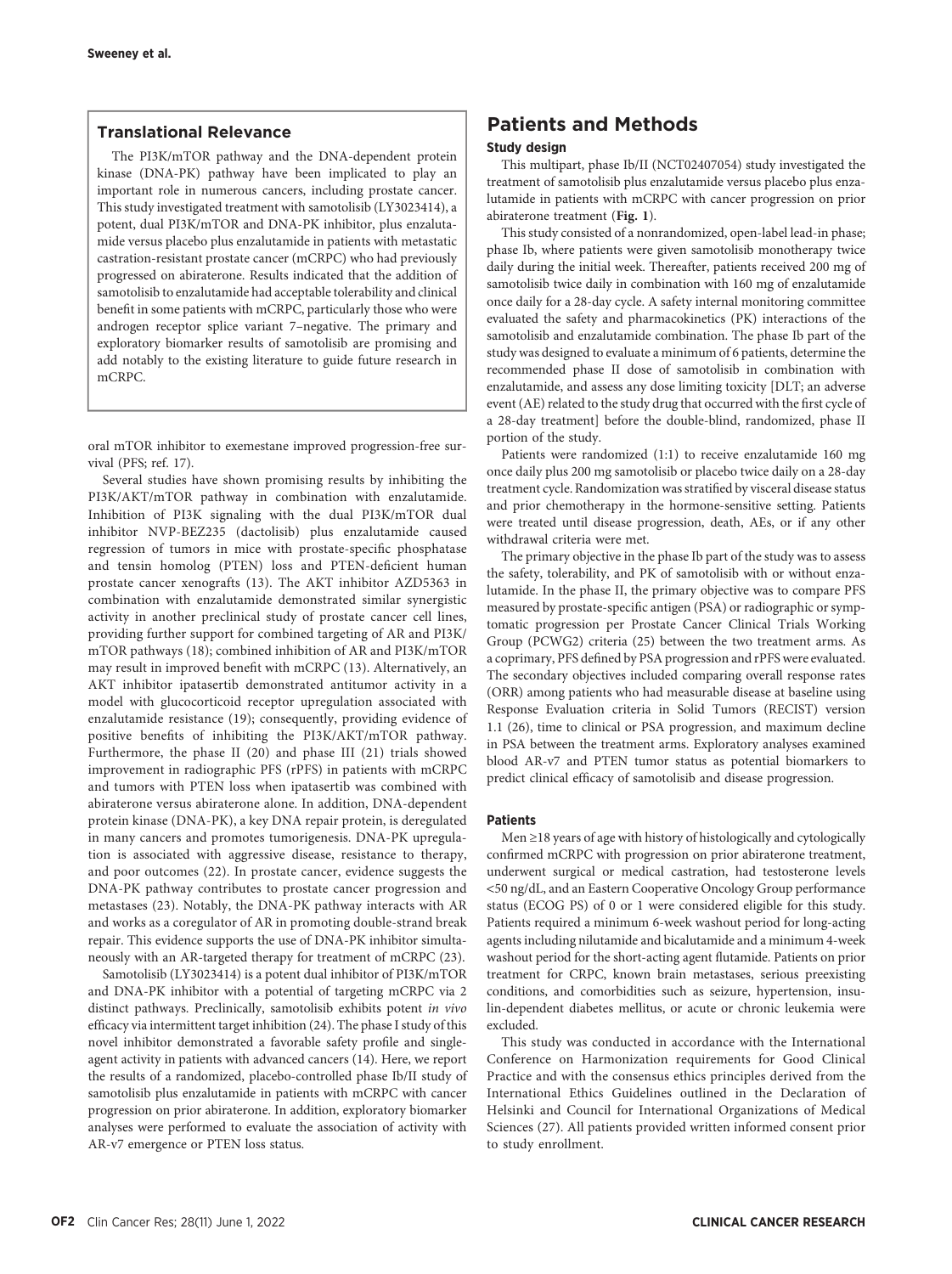## Translational Relevance

The PI3K/mTOR pathway and the DNA-dependent protein kinase (DNA-PK) pathway have been implicated to play an important role in numerous cancers, including prostate cancer. This study investigated treatment with samotolisib (LY3023414), a potent, dual PI3K/mTOR and DNA-PK inhibitor, plus enzalutamide versus placebo plus enzalutamide in patients with metastatic castration-resistant prostate cancer (mCRPC) who had previously progressed on abiraterone. Results indicated that the addition of samotolisib to enzalutamide had acceptable tolerability and clinical benefit in some patients with mCRPC, particularly those who were androgen receptor splice variant 7–negative. The primary and exploratory biomarker results of samotolisib are promising and add notably to the existing literature to guide future research in mCRPC.

oral mTOR inhibitor to exemestane improved progression-free survival (PFS; ref. 17).

Several studies have shown promising results by inhibiting the PI3K/AKT/mTOR pathway in combination with enzalutamide. Inhibition of PI3K signaling with the dual PI3K/mTOR dual inhibitor NVP-BEZ235 (dactolisib) plus enzalutamide caused regression of tumors in mice with prostate-specific phosphatase and tensin homolog (PTEN) loss and PTEN-deficient human prostate cancer xenografts (13). The AKT inhibitor AZD5363 in combination with enzalutamide demonstrated similar synergistic activity in another preclinical study of prostate cancer cell lines, providing further support for combined targeting of AR and PI3K/mTOR pathways (18); combined inhibition of AR and PI3K/mTOR may result in improved benefit with mCRPC (13). Alternatively, an AKT inhibitor ipatasertib demonstrated antitumor activity in a model with glucocorticoid receptor upregulation associated with enzalutamide resistance (19); consequently, providing evidence of positive benefits of inhibiting the PI3K/AKT/mTOR pathway. Furthermore, the phase II (20) and phase III (21) trials showed improvement in radiographic PFS (rPFS) in patients with mCRPC and tumors with PTEN loss when ipatasertib was combined with abiraterone versus abiraterone alone. In addition, DNA-dependent protein kinase (DNA-PK), a key DNA repair protein, is deregulated in many cancers and promotes tumorigenesis. DNA-PK upregulation is associated with aggressive disease, resistance to therapy, and poor outcomes (22). In prostate cancer, evidence suggests the DNA-PK pathway contributes to prostate cancer progression and metastases (23). Notably, the DNA-PK pathway interacts with AR and works as a coregulator of AR in promoting double-strand break repair. This evidence supports the use of DNA-PK inhibitor simultaneously with an AR-targeted therapy for treatment of mCRPC (23).

Samotolisib (LY3023414) is a potent dual inhibitor of PI3K/mTOR and DNA-PK inhibitor with a potential of targeting mCRPC via 2 distinct pathways. Preclinically, samotolisib exhibits potent *in vivo* efficacy via intermittent target inhibition (24). The phase I study of this novel inhibitor demonstrated a favorable safety profile and single-agent activity in patients with advanced cancers (14). Here, we report the results of a randomized, placebo-controlled phase Ib/II study of samotolisib plus enzalutamide in patients with mCRPC with cancer progression on prior abiraterone. In addition, exploratory biomarker analyses were performed to evaluate the association of activity with AR-v7 emergence or PTEN loss status.

# Patients and Methods

### Study design

This multipart, phase Ib/II (NCT02407054) study investigated the treatment of samotolisib plus enzalutamide versus placebo plus enzalutamide in patients with mCRPC with cancer progression on prior abiraterone treatment (**Fig. 1**).

This study consisted of a nonrandomized, open-label lead-in phase; phase Ib, where patients were given samotolisib monotherapy twice daily during the initial week. Thereafter, patients received 200 mg of samotolisib twice daily in combination with 160 mg of enzalutamide once daily for a 28-day cycle. A safety internal monitoring committee evaluated the safety and pharmacokinetics (PK) interactions of the samotolisib and enzalutamide combination. The phase Ib part of the study was designed to evaluate a minimum of 6 patients, determine the recommended phase II dose of samotolisib in combination with enzalutamide, and assess any dose limiting toxicity [DLT; an adverse event (AE) related to the study drug that occurred with the first cycle of a 28-day treatment] before the double-blind, randomized, phase II portion of the study.

Patients were randomized (1:1) to receive enzalutamide 160 mg once daily plus 200 mg samotolisib or placebo twice daily on a 28-day treatment cycle. Randomization was stratified by visceral disease status and prior chemotherapy in the hormone-sensitive setting. Patients were treated until disease progression, death, AEs, or if any other withdrawal criteria were met.

The primary objective in the phase Ib part of the study was to assess the safety, tolerability, and PK of samotolisib with or without enzalutamide. In the phase II, the primary objective was to compare PFS measured by prostate-specific antigen (PSA) or radiographic or symptomatic progression per Prostate Cancer Clinical Trials Working Group (PCWG2) criteria (25) between the two treatment arms. As a coprimary, PFS defined by PSA progression and rPFS were evaluated. The secondary objectives included comparing overall response rates (ORR) among patients who had measurable disease at baseline using Response Evaluation criteria in Solid Tumors (RECIST) version 1.1 (26), time to clinical or PSA progression, and maximum decline in PSA between the treatment arms. Exploratory analyses examined blood AR-v7 and PTEN tumor status as potential biomarkers to predict clinical efficacy of samotolisib and disease progression.

### Patients

Men ≥18 years of age with history of histologically and cytologically confirmed mCRPC with progression on prior abiraterone treatment, underwent surgical or medical castration, had testosterone levels <50 ng/dL, and an Eastern Cooperative Oncology Group performance status (ECOG PS) of 0 or 1 were considered eligible for this study. Patients required a minimum 6-week washout period for long-acting agents including nilutamide and bicalutamide and a minimum 4-week washout period for the short-acting agent flutamide. Patients on prior treatment for CRPC, known brain metastases, serious preexisting conditions, and comorbidities such as seizure, hypertension, insulin-dependent diabetes mellitus, or acute or chronic leukemia were excluded.

This study was conducted in accordance with the International Conference on Harmonization requirements for Good Clinical Practice and with the consensus ethics principles derived from the International Ethics Guidelines outlined in the Declaration of Helsinki and Council for International Organizations of Medical Sciences (27). All patients provided written informed consent prior to study enrollment.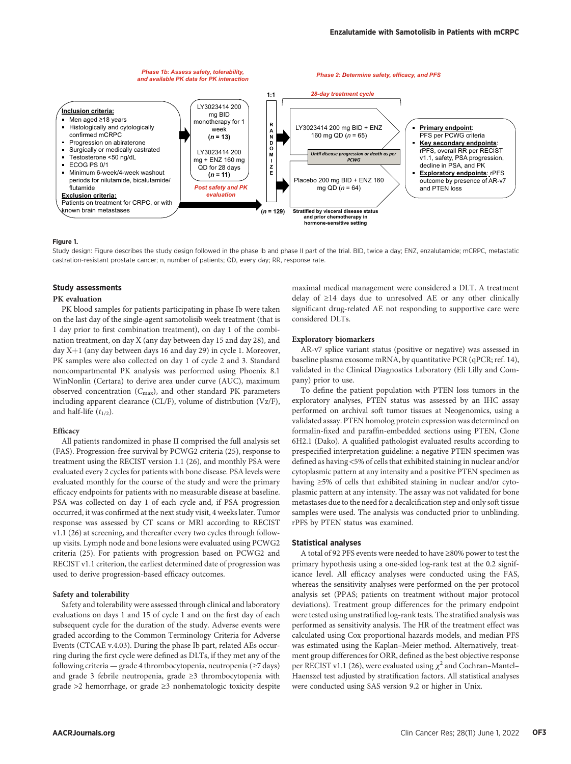**Phase 1b: Assess safety, tolerability, and available PK data for PK interaction**

**Phase 2: Determine safety, efficacy, and PFS**

**Inclusion criteria:**
- Men aged ≥18 years
- Histologically and cytologically confirmed mCRPC
- Progression on abiraterone
- Surgically or medically castrated
- Testosterone <50 ng/dL
- ECOG PS 0/1
- Minimum 6-week/4-week washout periods for nilutamide, bicalutamide/ flutamide

**Exclusion criteria:**
Patients on treatment for CRPC, or with known brain metastases

LY3023414 200 mg BID monotherapy for 1 week (*n* = 13)

LY3023414 200 mg + ENZ 160 mg QD for 28 days (*n* = 11)

*Post safety and PK evaluation*

1:1 RANDOMIZE (*n* = 129)

*28-day treatment cycle*

LY3023414 200 mg BID + ENZ 160 mg QD (*n* = 65)

*Until disease progression or death as per PCWG*

Placebo 200 mg BID + ENZ 160 mg QD (*n* = 64)

Stratified by visceral disease status and prior chemotherapy in hormone-sensitive setting

- **Primary endpoint**: PFS per PCWG criteria
- **Key secondary endpoints**: rPFS, overall RR per RECIST v1.1, safety, PSA progression, decline in PSA, and PK
- **Exploratory endpoints**: rPFS outcome by presence of AR-v7 and PTEN loss

**Figure 1.**

Study design: Figure describes the study design followed in the phase Ib and phase II part of the trial. BID, twice a day; ENZ, enzalutamide; mCRPC, metastatic castration-resistant prostate cancer; n, number of patients; QD, every day; RR, response rate.

## Study assessments

### PK evaluation

PK blood samples for patients participating in phase Ib were taken on the last day of the single-agent samotolisib week treatment (that is 1 day prior to first combination treatment), on day 1 of the combination treatment, on day X (any day between day 15 and day 28), and day X+1 (any day between days 16 and day 29) in cycle 1. Moreover, PK samples were also collected on day 1 of cycle 2 and 3. Standard noncompartmental PK analysis was performed using Phoenix 8.1 WinNonlin (Certara) to derive area under curve (AUC), maximum observed concentration ($C_{max}$), and other standard PK parameters including apparent clearance (CL/F), volume of distribution (Vz/F), and half-life ($t_{1/2}$).

### Efficacy

All patients randomized in phase II comprised the full analysis set (FAS). Progression-free survival by PCWG2 criteria (25), response to treatment using the RECIST version 1.1 (26), and monthly PSA were evaluated every 2 cycles for patients with bone disease. PSA levels were evaluated monthly for the course of the study and were the primary efficacy endpoints for patients with no measurable disease at baseline. PSA was collected on day 1 of each cycle and, if PSA progression occurred, it was confirmed at the next study visit, 4 weeks later. Tumor response was assessed by CT scans or MRI according to RECIST v1.1 (26) at screening, and thereafter every two cycles through follow-up visits. Lymph node and bone lesions were evaluated using PCWG2 criteria (25). For patients with progression based on PCWG2 and RECIST v1.1 criterion, the earliest determined date of progression was used to derive progression-based efficacy outcomes.

### Safety and tolerability

Safety and tolerability were assessed through clinical and laboratory evaluations on days 1 and 15 of cycle 1 and on the first day of each subsequent cycle for the duration of the study. Adverse events were graded according to the Common Terminology Criteria for Adverse Events (CTCAE v.4.03). During the phase Ib part, related AEs occurring during the first cycle were defined as DLTs, if they met any of the following criteria — grade 4 thrombocytopenia, neutropenia (≥7 days) and grade 3 febrile neutropenia, grade ≥3 thrombocytopenia with grade >2 hemorrhage, or grade ≥3 nonhematologic toxicity despite maximal medical management were considered a DLT. A treatment delay of ≥14 days due to unresolved AE or any other clinically significant drug-related AE not responding to supportive care were considered DLTs.

### Exploratory biomarkers

AR-v7 splice variant status (positive or negative) was assessed in baseline plasma exosome mRNA, by quantitative PCR (qPCR; ref. 14), validated in the Clinical Diagnostics Laboratory (Eli Lilly and Company) prior to use.

To define the patient population with PTEN loss tumors in the exploratory analyses, PTEN status was assessed by an IHC assay performed on archival soft tumor tissues at Neogenomics, using a validated assay. PTEN homolog protein expression was determined on formalin-fixed and paraffin-embedded sections using PTEN, Clone 6H2.1 (Dako). A qualified pathologist evaluated results according to prespecified interpretation guideline: a negative PTEN specimen was defined as having <5% of cells that exhibited staining in nuclear and/or cytoplasmic pattern at any intensity and a positive PTEN specimen as having ≥5% of cells that exhibited staining in nuclear and/or cytoplasmic pattern at any intensity. The assay was not validated for bone metastases due to the need for a decalcification step and only soft tissue samples were used. The analysis was conducted prior to unblinding. rPFS by PTEN status was examined.

## Statistical analyses

A total of 92 PFS events were needed to have ≥80% power to test the primary hypothesis using a one-sided log-rank test at the 0.2 significance level. All efficacy analyses were conducted using the FAS, whereas the sensitivity analyses were performed on the per protocol analysis set (PPAS; patients on treatment without major protocol deviations). Treatment group differences for the primary endpoint were tested using unstratified log-rank tests. The stratified analysis was performed as sensitivity analysis. The HR of the treatment effect was calculated using Cox proportional hazards models, and median PFS was estimated using the Kaplan–Meier method. Alternatively, treatment group differences for ORR, defined as the best objective response per RECIST v1.1 (26), were evaluated using $\chi^2$ and Cochran–Mantel–Haenszel test adjusted by stratification factors. All statistical analyses were conducted using SAS version 9.2 or higher in Unix.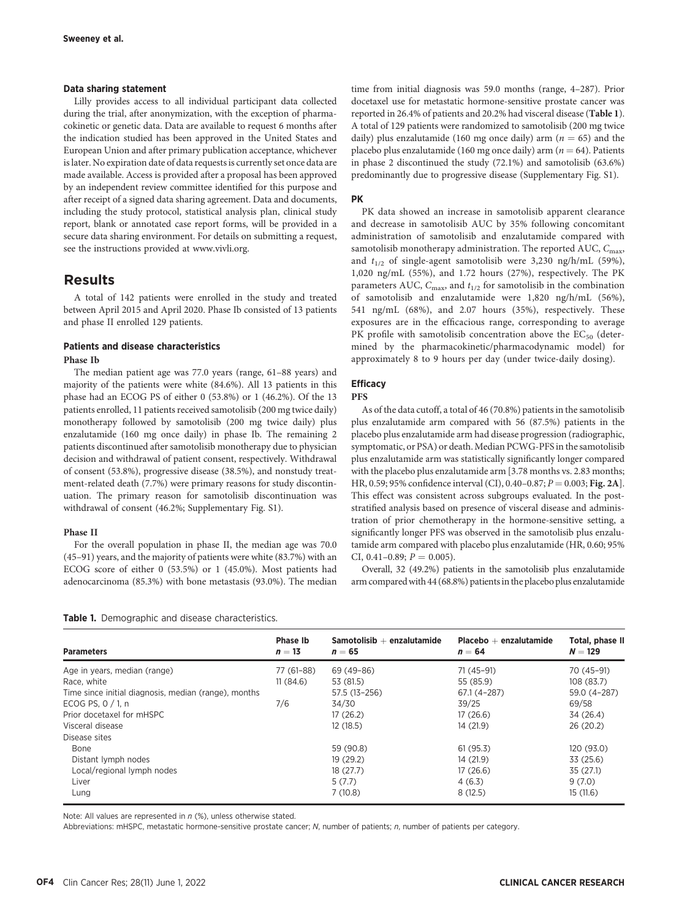### Data sharing statement

Lilly provides access to all individual participant data collected during the trial, after anonymization, with the exception of pharmacokinetic or genetic data. Data are available to request 6 months after the indication studied has been approved in the United States and European Union and after primary publication acceptance, whichever is later. No expiration date of data requests is currently set once data are made available. Access is provided after a proposal has been approved by an independent review committee identified for this purpose and after receipt of a signed data sharing agreement. Data and documents, including the study protocol, statistical analysis plan, clinical study report, blank or annotated case report forms, will be provided in a secure data sharing environment. For details on submitting a request, see the instructions provided at www.vivli.org.

# Results

A total of 142 patients were enrolled in the study and treated between April 2015 and April 2020. Phase Ib consisted of 13 patients and phase II enrolled 129 patients.

### Patients and disease characteristics

#### Phase Ib

The median patient age was 77.0 years (range, 61–88 years) and majority of the patients were white (84.6%). All 13 patients in this phase had an ECOG PS of either 0 (53.8%) or 1 (46.2%). Of the 13 patients enrolled, 11 patients received samotolisib (200 mg twice daily) monotherapy followed by samotolisib (200 mg twice daily) plus enzalutamide (160 mg once daily) in phase Ib. The remaining 2 patients discontinued after samotolisib monotherapy due to physician decision and withdrawal of patient consent, respectively. Withdrawal of consent (53.8%), progressive disease (38.5%), and nonstudy treatment-related death (7.7%) were primary reasons for study discontinuation. The primary reason for samotolisib discontinuation was withdrawal of consent (46.2%; Supplementary Fig. S1).

#### Phase II

For the overall population in phase II, the median age was 70.0 (45–91) years, and the majority of patients were white (83.7%) with an ECOG score of either 0 (53.5%) or 1 (45.0%). Most patients had adenocarcinoma (85.3%) with bone metastasis (93.0%). The median time from initial diagnosis was 59.0 months (range, 4–287). Prior docetaxel use for metastatic hormone-sensitive prostate cancer was reported in 26.4% of patients and 20.2% had visceral disease (**Table 1**). A total of 129 patients were randomized to samotolisib (200 mg twice daily) plus enzalutamide (160 mg once daily) arm ($n = 65$) and the placebo plus enzalutamide (160 mg once daily) arm ($n = 64$). Patients in phase 2 discontinued the study (72.1%) and samotolisib (63.6%) predominantly due to progressive disease (Supplementary Fig. S1).

### PK

PK data showed an increase in samotolisib apparent clearance and decrease in samotolisib AUC by 35% following concomitant administration of samotolisib and enzalutamide compared with samotolisib monotherapy administration. The reported AUC, $C_{max}$, and $t_{1/2}$ of single-agent samotolisib were 3,230 ng/h/mL (59%), 1,020 ng/mL (55%), and 1.72 hours (27%), respectively. The PK parameters AUC, $C_{max}$, and $t_{1/2}$ for samotolisib in the combination of samotolisib and enzalutamide were 1,820 ng/h/mL (56%), 541 ng/mL (68%), and 2.07 hours (35%), respectively. These exposures are in the efficacious range, corresponding to average PK profile with samotolisib concentration above the $EC_{50}$ (determined by the pharmacokinetic/pharmacodynamic model) for approximately 8 to 9 hours per day (under twice-daily dosing).

### Efficacy

#### PFS

As of the data cutoff, a total of 46 (70.8%) patients in the samotolisib plus enzalutamide arm compared with 56 (87.5%) patients in the placebo plus enzalutamide arm had disease progression (radiographic, symptomatic, or PSA) or death. Median PCWG-PFS in the samotolisib plus enzalutamide arm was statistically significantly longer compared with the placebo plus enzalutamide arm [3.78 months vs. 2.83 months; HR, 0.59; 95% confidence interval (CI), 0.40–0.87; $P = 0.003$; **Fig. 2A**]. This effect was consistent across subgroups evaluated. In the post-stratified analysis based on presence of visceral disease and administration of prior chemotherapy in the hormone-sensitive setting, a significantly longer PFS was observed in the samotolisib plus enzalutamide arm compared with placebo plus enzalutamide (HR, 0.60; 95% CI, 0.41–0.89; $P = 0.005$).

Overall, 32 (49.2%) patients in the samotolisib plus enzalutamide arm compared with 44 (68.8%) patients in the placebo plus enzalutamide

**Table 1.** Demographic and disease characteristics.

| Parameters | Phase Ib $n = 13$ | Samotolisib + enzalutamide $n = 65$ | Placebo + enzalutamide $n = 64$ | Total, phase II $N = 129$ |
|---|---|---|---|---|
| Age in years, median (range) | 77 (61–88) | 69 (49–86) | 71 (45–91) | 70 (45–91) |
| Race, white | 11 (84.6) | 53 (81.5) | 55 (85.9) | 108 (83.7) |
| Time since initial diagnosis, median (range), months | | 57.5 (13–256) | 67.1 (4–287) | 59.0 (4–287) |
| ECOG PS, 0 / 1, n | 7/6 | 34/30 | 39/25 | 69/58 |
| Prior docetaxel for mHSPC | | 17 (26.2) | 17 (26.6) | 34 (26.4) |
| Visceral disease | | 12 (18.5) | 14 (21.9) | 26 (20.2) |
| Disease sites | | | | |
| Bone | | 59 (90.8) | 61 (95.3) | 120 (93.0) |
| Distant lymph nodes | | 19 (29.2) | 14 (21.9) | 33 (25.6) |
| Local/regional lymph nodes | | 18 (27.7) | 17 (26.6) | 35 (27.1) |
| Liver | | 5 (7.7) | 4 (6.3) | 9 (7.0) |
| Lung | | 7 (10.8) | 8 (12.5) | 15 (11.6) |

Note: All values are represented in *n* (%), unless otherwise stated.

Abbreviations: mHSPC, metastatic hormone-sensitive prostate cancer; *N*, number of patients; *n*, number of patients per category.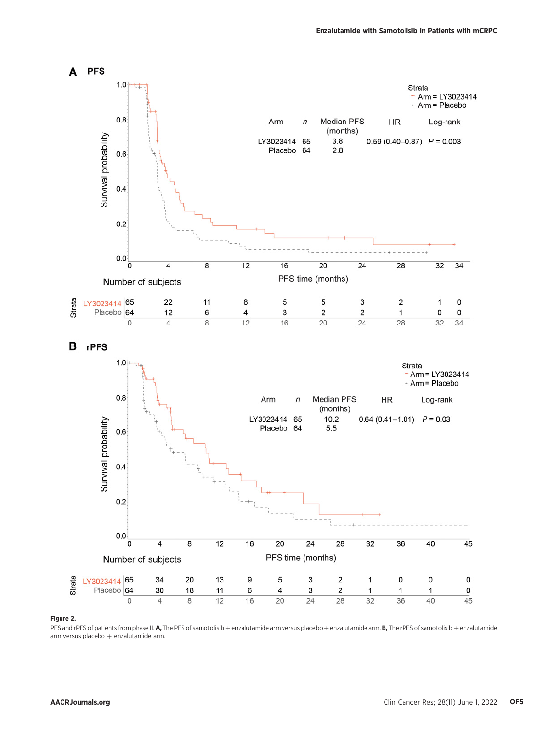**A** **PFS**

| Arm | n | Median PFS (months) | HR | Log-rank |
|---|---|---|---|---|
| LY3023414 | 65 | 3.8 | 0.59 (0.40–0.87) | P = 0.003 |
| Placebo | 64 | 2.8 | | |

Number of subjects

| Strata | 0 | 4 | 8 | 12 | 16 | 20 | 24 | 28 | 32 | 34 |
|---|---|---|---|---|---|---|---|---|---|---|
| LY3023414 | 65 | 22 | 11 | 8 | 5 | 5 | 3 | 2 | 1 | 0 |
| Placebo | 64 | 12 | 6 | 4 | 3 | 2 | 2 | 1 | 0 | 0 |

**B** **rPFS**

| Arm | n | Median PFS (months) | HR | Log-rank |
|---|---|---|---|---|
| LY3023414 | 65 | 10.2 | 0.64 (0.41–1.01) | P = 0.03 |
| Placebo | 64 | 5.5 | | |

Number of subjects

| Strata | 0 | 4 | 8 | 12 | 16 | 20 | 24 | 28 | 32 | 36 | 40 | 45 |
|---|---|---|---|---|---|---|---|---|---|---|---|---|
| LY3023414 | 65 | 34 | 20 | 13 | 9 | 5 | 3 | 2 | 1 | 0 | 0 | 0 |
| Placebo | 64 | 30 | 18 | 11 | 6 | 4 | 3 | 2 | 1 | 1 | 1 | 0 |

**Figure 2.**
PFS and rPFS of patients from phase II. **A,** The PFS of samotolisib + enzalutamide arm versus placebo + enzalutamide arm. **B,** The rPFS of samotolisib + enzalutamide arm versus placebo + enzalutamide arm.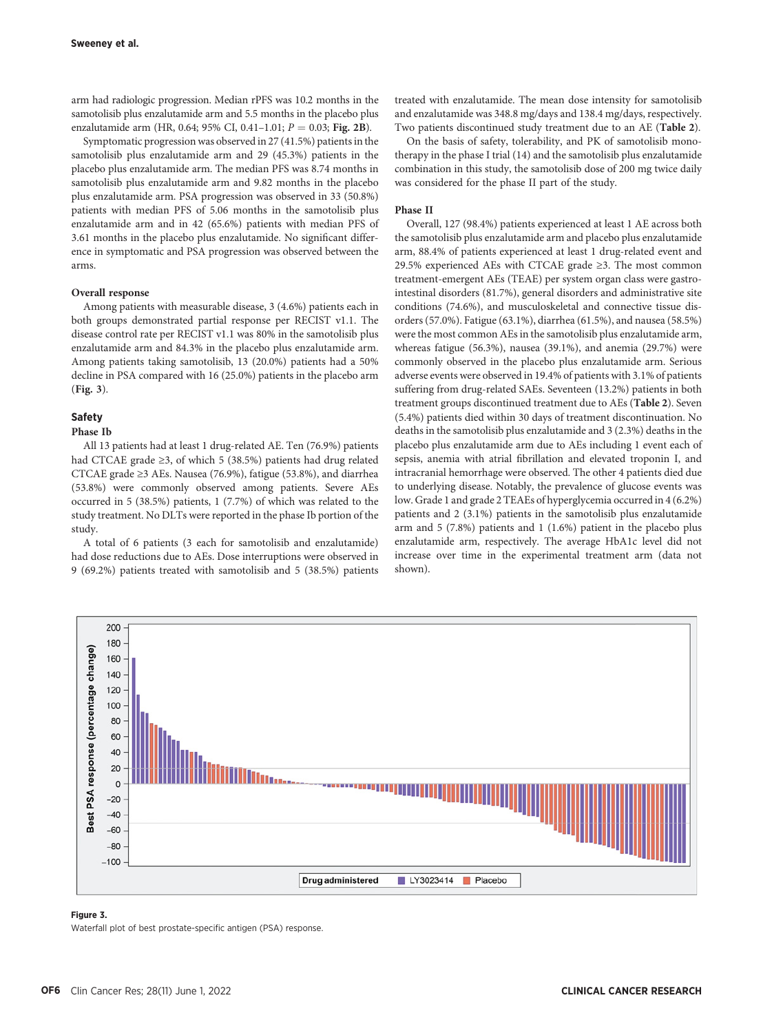arm had radiologic progression. Median rPFS was 10.2 months in the samotolisib plus enzalutamide arm and 5.5 months in the placebo plus enzalutamide arm (HR, 0.64; 95% CI, 0.41–1.01; $P = 0.03$; **Fig. 2B**).

Symptomatic progression was observed in 27 (41.5%) patients in the samotolisib plus enzalutamide arm and 29 (45.3%) patients in the placebo plus enzalutamide arm. The median PFS was 8.74 months in samotolisib plus enzalutamide arm and 9.82 months in the placebo plus enzalutamide arm. PSA progression was observed in 33 (50.8%) patients with median PFS of 5.06 months in the samotolisib plus enzalutamide arm and in 42 (65.6%) patients with median PFS of 3.61 months in the placebo plus enzalutamide. No significant difference in symptomatic and PSA progression was observed between the arms.

### Overall response

Among patients with measurable disease, 3 (4.6%) patients each in both groups demonstrated partial response per RECIST v1.1. The disease control rate per RECIST v1.1 was 80% in the samotolisib plus enzalutamide arm and 84.3% in the placebo plus enzalutamide arm. Among patients taking samotolisib, 13 (20.0%) patients had a 50% decline in PSA compared with 16 (25.0%) patients in the placebo arm (**Fig. 3**).

## Safety

### Phase Ib

All 13 patients had at least 1 drug-related AE. Ten (76.9%) patients had CTCAE grade ≥3, of which 5 (38.5%) patients had drug related CTCAE grade ≥3 AEs. Nausea (76.9%), fatigue (53.8%), and diarrhea (53.8%) were commonly observed among patients. Severe AEs occurred in 5 (38.5%) patients, 1 (7.7%) of which was related to the study treatment. No DLTs were reported in the phase Ib portion of the study.

A total of 6 patients (3 each for samotolisib and enzalutamide) had dose reductions due to AEs. Dose interruptions were observed in 9 (69.2%) patients treated with samotolisib and 5 (38.5%) patients treated with enzalutamide. The mean dose intensity for samotolisib and enzalutamide was 348.8 mg/days and 138.4 mg/days, respectively. Two patients discontinued study treatment due to an AE (**Table 2**).

On the basis of safety, tolerability, and PK of samotolisib monotherapy in the phase I trial (14) and the samotolisib plus enzalutamide combination in this study, the samotolisib dose of 200 mg twice daily was considered for the phase II part of the study.

### Phase II

Overall, 127 (98.4%) patients experienced at least 1 AE across both the samotolisib plus enzalutamide arm and placebo plus enzalutamide arm, 88.4% of patients experienced at least 1 drug-related event and 29.5% experienced AEs with CTCAE grade ≥3. The most common treatment-emergent AEs (TEAE) per system organ class were gastrointestinal disorders (81.7%), general disorders and administrative site conditions (74.6%), and musculoskeletal and connective tissue disorders (57.0%). Fatigue (63.1%), diarrhea (61.5%), and nausea (58.5%) were the most common AEs in the samotolisib plus enzalutamide arm, whereas fatigue (56.3%), nausea (39.1%), and anemia (29.7%) were commonly observed in the placebo plus enzalutamide arm. Serious adverse events were observed in 19.4% of patients with 3.1% of patients suffering from drug-related SAEs. Seventeen (13.2%) patients in both treatment groups discontinued treatment due to AEs (**Table 2**). Seven (5.4%) patients died within 30 days of treatment discontinuation. No deaths in the samotolisib plus enzalutamide and 3 (2.3%) deaths in the placebo plus enzalutamide arm due to AEs including 1 event each of sepsis, anemia with atrial fibrillation and elevated troponin I, and intracranial hemorrhage were observed. The other 4 patients died due to underlying disease. Notably, the prevalence of glucose events was low. Grade 1 and grade 2 TEAEs of hyperglycemia occurred in 4 (6.2%) patients and 2 (3.1%) patients in the samotolisib plus enzalutamide arm and 5 (7.8%) patients and 1 (1.6%) patient in the placebo plus enzalutamide arm, respectively. The average HbA1c level did not increase over time in the experimental treatment arm (data not shown).

**Figure 3.**
Waterfall plot of best prostate-specific antigen (PSA) response.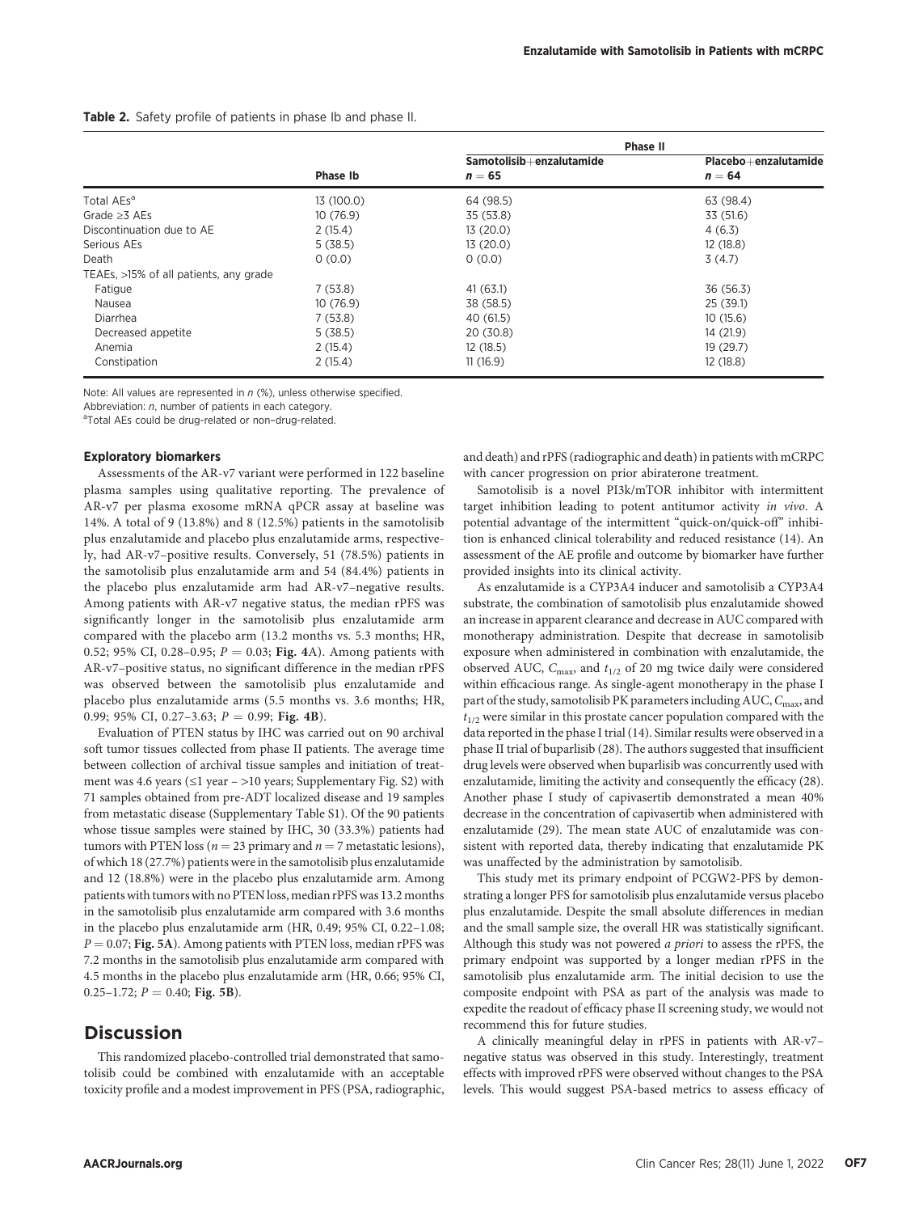**Table 2.** Safety profile of patients in phase Ib and phase II.

| | Phase Ib | Phase II | |
|---|---|---|---|
| | | Samotolisib+enzalutamide $n = 65$ | Placebo+enzalutamide $n = 64$ |
| Total AEs[a] | 13 (100.0) | 64 (98.5) | 63 (98.4) |
| Grade ≥3 AEs | 10 (76.9) | 35 (53.8) | 33 (51.6) |
| Discontinuation due to AE | 2 (15.4) | 13 (20.0) | 4 (6.3) |
| Serious AEs | 5 (38.5) | 13 (20.0) | 12 (18.8) |
| Death | 0 (0.0) | 0 (0.0) | 3 (4.7) |
| TEAEs, >15% of all patients, any grade | | | |
| Fatigue | 7 (53.8) | 41 (63.1) | 36 (56.3) |
| Nausea | 10 (76.9) | 38 (58.5) | 25 (39.1) |
| Diarrhea | 7 (53.8) | 40 (61.5) | 10 (15.6) |
| Decreased appetite | 5 (38.5) | 20 (30.8) | 14 (21.9) |
| Anemia | 2 (15.4) | 12 (18.5) | 19 (29.7) |
| Constipation | 2 (15.4) | 11 (16.9) | 12 (18.8) |

Note: All values are represented in *n* (%), unless otherwise specified.

Abbreviation: *n*, number of patients in each category.

[a]Total AEs could be drug-related or non–drug-related.

**Exploratory biomarkers**

Assessments of the AR-v7 variant were performed in 122 baseline plasma samples using qualitative reporting. The prevalence of AR-v7 per plasma exosome mRNA qPCR assay at baseline was 14%. A total of 9 (13.8%) and 8 (12.5%) patients in the samotolisib plus enzalutamide and placebo plus enzalutamide arms, respectively, had AR-v7–positive results. Conversely, 51 (78.5%) patients in the samotolisib plus enzalutamide arm and 54 (84.4%) patients in the placebo plus enzalutamide arm had AR-v7–negative results. Among patients with AR-v7 negative status, the median rPFS was significantly longer in the samotolisib plus enzalutamide arm compared with the placebo arm (13.2 months vs. 5.3 months; HR, 0.52; 95% CI, 0.28–0.95; $P = 0.03$; **Fig. 4A**). Among patients with AR-v7–positive status, no significant difference in the median rPFS was observed between the samotolisib plus enzalutamide and placebo plus enzalutamide arms (5.5 months vs. 3.6 months; HR, 0.99; 95% CI, 0.27–3.63; $P = 0.99$; **Fig. 4B**).

Evaluation of PTEN status by IHC was carried out on 90 archival soft tumor tissues collected from phase II patients. The average time between collection of archival tissue samples and initiation of treatment was 4.6 years (≤1 year – >10 years; Supplementary Fig. S2) with 71 samples obtained from pre-ADT localized disease and 19 samples from metastatic disease (Supplementary Table S1). Of the 90 patients whose tissue samples were stained by IHC, 30 (33.3%) patients had tumors with PTEN loss ($n = 23$ primary and $n = 7$ metastatic lesions), of which 18 (27.7%) patients were in the samotolisib plus enzalutamide and 12 (18.8%) were in the placebo plus enzalutamide arm. Among patients with tumors with no PTEN loss, median rPFS was 13.2 months in the samotolisib plus enzalutamide arm compared with 3.6 months in the placebo plus enzalutamide arm (HR, 0.49; 95% CI, 0.22–1.08; $P = 0.07$; **Fig. 5A**). Among patients with PTEN loss, median rPFS was 7.2 months in the samotolisib plus enzalutamide arm compared with 4.5 months in the placebo plus enzalutamide arm (HR, 0.66; 95% CI, 0.25–1.72; $P = 0.40$; **Fig. 5B**).

## Discussion

This randomized placebo-controlled trial demonstrated that samotolisib could be combined with enzalutamide with an acceptable toxicity profile and a modest improvement in PFS (PSA, radiographic, and death) and rPFS (radiographic and death) in patients with mCRPC with cancer progression on prior abiraterone treatment.

Samotolisib is a novel PI3k/mTOR inhibitor with intermittent target inhibition leading to potent antitumor activity *in vivo*. A potential advantage of the intermittent "quick-on/quick-off" inhibition is enhanced clinical tolerability and reduced resistance (14). An assessment of the AE profile and outcome by biomarker have further provided insights into its clinical activity.

As enzalutamide is a CYP3A4 inducer and samotolisib a CYP3A4 substrate, the combination of samotolisib plus enzalutamide showed an increase in apparent clearance and decrease in AUC compared with monotherapy administration. Despite that decrease in samotolisib exposure when administered in combination with enzalutamide, the observed AUC, $C_{max}$, and $t_{1/2}$ of 20 mg twice daily were considered within efficacious range. As single-agent monotherapy in the phase I part of the study, samotolisib PK parameters including AUC, $C_{max}$, and $t_{1/2}$ were similar in this prostate cancer population compared with the data reported in the phase I trial (14). Similar results were observed in a phase II trial of buparlisib (28). The authors suggested that insufficient drug levels were observed when buparlisib was concurrently used with enzalutamide, limiting the activity and consequently the efficacy (28). Another phase I study of capivasertib demonstrated a mean 40% decrease in the concentration of capivasertib when administered with enzalutamide (29). The mean state AUC of enzalutamide was consistent with reported data, thereby indicating that enzalutamide PK was unaffected by the administration by samotolisib.

This study met its primary endpoint of PCGW2-PFS by demonstrating a longer PFS for samotolisib plus enzalutamide versus placebo plus enzalutamide. Despite the small absolute differences in median and the small sample size, the overall HR was statistically significant. Although this study was not powered *a priori* to assess the rPFS, the primary endpoint was supported by a longer median rPFS in the samotolisib plus enzalutamide arm. The initial decision to use the composite endpoint with PSA as part of the analysis was made to expedite the readout of efficacy phase II screening study, we would not recommend this for future studies.

A clinically meaningful delay in rPFS in patients with AR-v7–negative status was observed in this study. Interestingly, treatment effects with improved rPFS were observed without changes to the PSA levels. This would suggest PSA-based metrics to assess efficacy of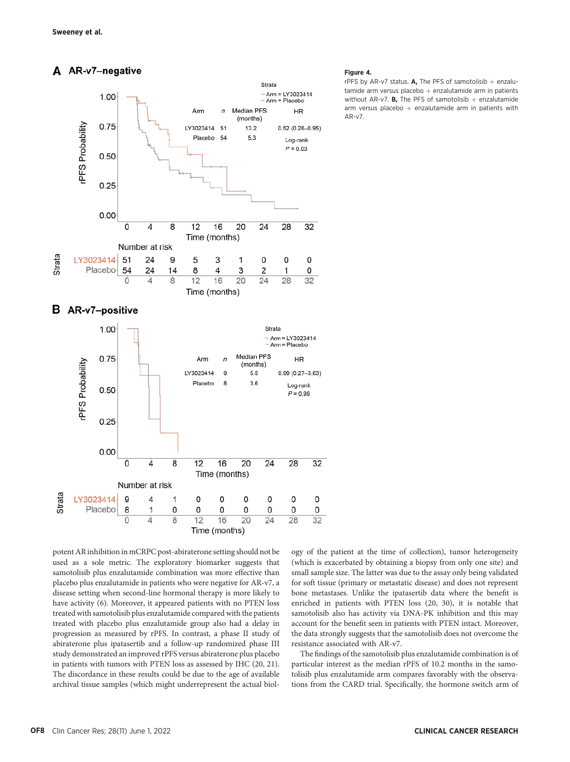**Figure 4.**
rPFS by AR-v7 status. **A,** The PFS of samotolisib + enzalutamide arm versus placebo + enzalutamide arm in patients without AR-v7. **B,** The PFS of samotolisib + enzalutamide arm versus placebo + enzalutamide arm in patients with AR-v7.

potent AR inhibition in mCRPC post-abiraterone setting should not be used as a sole metric. The exploratory biomarker suggests that samotolisib plus enzalutamide combination was more effective than placebo plus enzalutamide in patients who were negative for AR-v7, a disease setting when second-line hormonal therapy is more likely to have activity (6). Moreover, it appeared patients with no PTEN loss treated with samotolisib plus enzalutamide compared with the patients treated with placebo plus enzalutamide group also had a delay in progression as measured by rPFS. In contrast, a phase II study of abiraterone plus ipatasertib and a follow-up randomized phase III study demonstrated an improved rPFS versus abiraterone plus placebo in patients with tumors with PTEN loss as assessed by IHC (20, 21). The discordance in these results could be due to the age of available archival tissue samples (which might underrepresent the actual biology of the patient at the time of collection), tumor heterogeneity (which is exacerbated by obtaining a biopsy from only one site) and small sample size. The latter was due to the assay only being validated for soft tissue (primary or metastatic disease) and does not represent bone metastases. Unlike the ipatasertib data where the benefit is enriched in patients with PTEN loss (20, 30), it is notable that samotolisib also has activity via DNA-PK inhibition and this may account for the benefit seen in patients with PTEN intact. Moreover, the data strongly suggests that the samotolisib does not overcome the resistance associated with AR-v7.

The findings of the samotolisib plus enzalutamide combination is of particular interest as the median rPFS of 10.2 months in the samotolisib plus enzalutamide arm compares favorably with the observations from the CARD trial. Specifically, the hormone switch arm of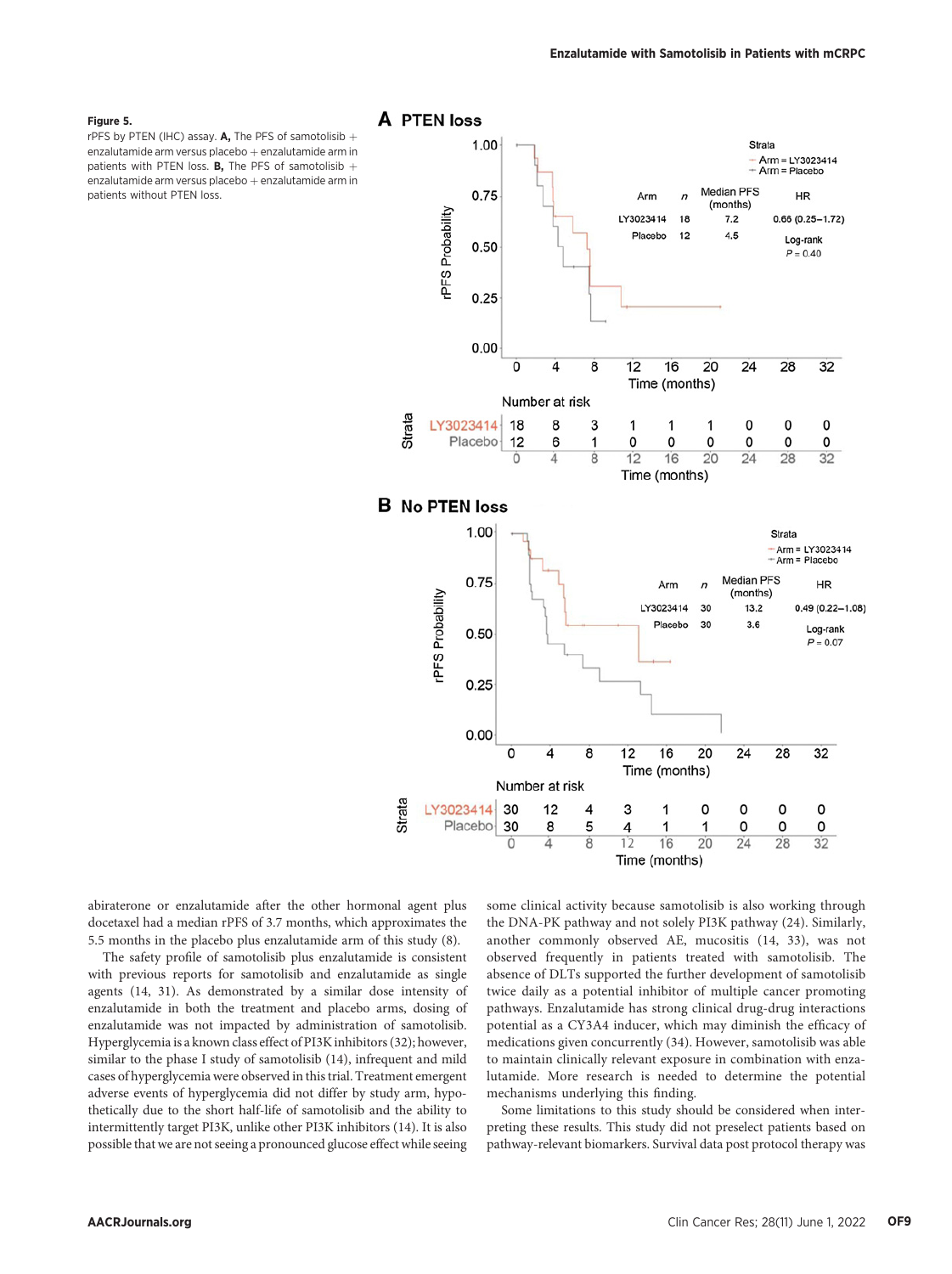**Figure 5.**
rPFS by PTEN (IHC) assay. **A,** The PFS of samotolisib + enzalutamide arm versus placebo + enzalutamide arm in patients with PTEN loss. **B,** The PFS of samotolisib + enzalutamide arm versus placebo + enzalutamide arm in patients without PTEN loss.

**A PTEN loss**

| Arm | n | Median PFS (months) | HR |
|---|---|---|---|
| LY3023414 | 18 | 7.2 | 0.66 (0.25–1.72) |
| Placebo | 12 | 4.5 | |

Log-rank $P = 0.40$

Number at risk

| Time (months) | 0 | 4 | 8 | 12 | 16 | 20 | 24 | 28 | 32 |
|---|---|---|---|---|---|---|---|---|---|
| LY3023414 | 18 | 8 | 3 | 1 | 1 | 1 | 0 | 0 | 0 |
| Placebo | 12 | 6 | 1 | 0 | 0 | 0 | 0 | 0 | 0 |

**B No PTEN loss**

| Arm | n | Median PFS (months) | HR |
|---|---|---|---|
| LY3023414 | 30 | 13.2 | 0.49 (0.22–1.08) |
| Placebo | 30 | 3.6 | |

Log-rank $P = 0.07$

Number at risk

| Time (months) | 0 | 4 | 8 | 12 | 16 | 20 | 24 | 28 | 32 |
|---|---|---|---|---|---|---|---|---|---|
| LY3023414 | 30 | 12 | 4 | 3 | 1 | 0 | 0 | 0 | 0 |
| Placebo | 30 | 8 | 5 | 4 | 1 | 1 | 0 | 0 | 0 |

abiraterone or enzalutamide after the other hormonal agent plus docetaxel had a median rPFS of 3.7 months, which approximates the 5.5 months in the placebo plus enzalutamide arm of this study (8).

The safety profile of samotolisib plus enzalutamide is consistent with previous reports for samotolisib and enzalutamide as single agents (14, 31). As demonstrated by a similar dose intensity of enzalutamide in both the treatment and placebo arms, dosing of enzalutamide was not impacted by administration of samotolisib. Hyperglycemia is a known class effect of PI3K inhibitors (32); however, similar to the phase I study of samotolisib (14), infrequent and mild cases of hyperglycemia were observed in this trial. Treatment emergent adverse events of hyperglycemia did not differ by study arm, hypothetically due to the short half-life of samotolisib and the ability to intermittently target PI3K, unlike other PI3K inhibitors (14). It is also possible that we are not seeing a pronounced glucose effect while seeing some clinical activity because samotolisib is also working through the DNA-PK pathway and not solely PI3K pathway (24). Similarly, another commonly observed AE, mucositis (14, 33), was not observed frequently in patients treated with samotolisib. The absence of DLTs supported the further development of samotolisib twice daily as a potential inhibitor of multiple cancer promoting pathways. Enzalutamide has strong clinical drug-drug interactions potential as a CY3A4 inducer, which may diminish the efficacy of medications given concurrently (34). However, samotolisib was able to maintain clinically relevant exposure in combination with enzalutamide. More research is needed to determine the potential mechanisms underlying this finding.

Some limitations to this study should be considered when interpreting these results. This study did not preselect patients based on pathway-relevant biomarkers. Survival data post protocol therapy was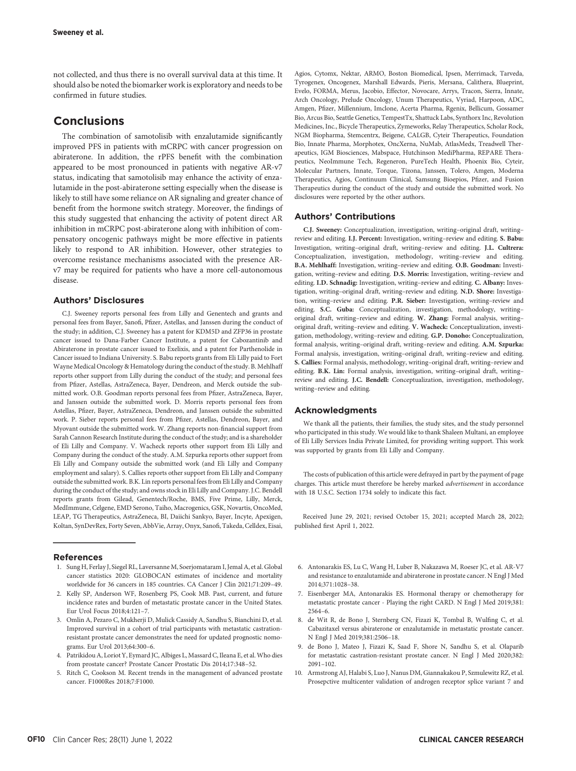not collected, and thus there is no overall survival data at this time. It should also be noted the biomarker work is exploratory and needs to be confirmed in future studies.

## Conclusions

The combination of samotolisib with enzalutamide significantly improved PFS in patients with mCRPC with cancer progression on abiraterone. In addition, the rPFS benefit with the combination appeared to be most pronounced in patients with negative AR-v7 status, indicating that samotolisib may enhance the activity of enzalutamide in the post-abiraterone setting especially when the disease is likely to still have some reliance on AR signaling and greater chance of benefit from the hormone switch strategy. Moreover, the findings of this study suggested that enhancing the activity of potent direct AR inhibition in mCRPC post-abiraterone along with inhibition of compensatory oncogenic pathways might be more effective in patients likely to respond to AR inhibition. However, other strategies to overcome resistance mechanisms associated with the presence AR-v7 may be required for patients who have a more cell-autonomous disease.

### Authors' Disclosures

C.J. Sweeney reports personal fees from Lilly and Genentech and grants and personal fees from Bayer, Sanofi, Pfizer, Astellas, and Janssen during the conduct of the study; in addition, C.J. Sweeney has a patent for KDM5D and ZFP36 in prostate cancer issued to Dana-Farber Cancer Institute, a patent for Cabozantinib and Abiraterone in prostate cancer issued to Exelixis, and a patent for Parthenolide in Cancer issued to Indiana University. S. Babu reports grants from Eli Lilly paid to Fort Wayne Medical Oncology & Hematology during the conduct of the study. B. Mehlhaff reports other support from Lilly during the conduct of the study; and personal fees from Pfizer, Astellas, AstraZeneca, Bayer, Dendreon, and Merck outside the submitted work. O.B. Goodman reports personal fees from Pfizer, AstraZeneca, Bayer, and Janssen outside the submitted work. D. Morris reports personal fees from Astellas, Pfizer, Bayer, AstraZeneca, Dendreon, and Janssen outside the submitted work. P. Sieber reports personal fees from Pfizer, Astellas, Dendreon, Bayer, and Myovant outside the submitted work. W. Zhang reports non-financial support from Sarah Cannon Research Institute during the conduct of the study; and is a shareholder of Eli Lilly and Company. V. Wacheck reports other support from Eli Lilly and Company during the conduct of the study. A.M. Szpurka reports other support from Eli Lilly and Company outside the submitted work (and Eli Lilly and Company employment and salary). S. Callies reports other support from Eli Lilly and Company outside the submitted work. B.K. Lin reports personal fees from Eli Lilly and Company during the conduct of the study; and owns stock in Eli Lilly and Company. J.C. Bendell reports grants from Gilead, Genentech/Roche, BMS, Five Prime, Lilly, Merck, MedImmune, Celgene, EMD Serono, Taiho, Macrogenics, GSK, Novartis, OncoMed, LEAP, TG Therapeutics, AstraZeneca, BI, Daiichi Sankyo, Bayer, Incyte, Apexigen, Koltan, SynDevRex, Forty Seven, AbbVie, Array, Onyx, Sanofi, Takeda, Celldex, Eisai, Agios, Cytomx, Nektar, ARMO, Boston Biomedical, Ipsen, Merrimack, Tarveda, Tyrogenex, Oncogenex, Marshall Edwards, Pieris, Mersana, Calithera, Blueprint, Evelo, FORMA, Merus, Jacobio, Effector, Novocare, Arrys, Tracon, Sierra, Innate, Arch Oncology, Prelude Oncology, Unum Therapeutics, Vyriad, Harpoon, ADC, Amgen, Pfizer, Millennium, Imclone, Acerta Pharma, Rgenix, Bellicum, Gossamer Bio, Arcus Bio, Seattle Genetics, TempestTx, Shattuck Labs, Synthorx Inc, Revolution Medicines, Inc., Bicycle Therapeutics, Zymeworks, Relay Therapeutics, Scholar Rock, NGM Biopharma, Stemcentrx, Beigene, CALGB, Cyteir Therapeutics, Foundation Bio, Innate Pharma, Morphotex, OncXerna, NuMab, AtlasMedx, Treadwell Therapeutics, IGM Biosciences, Mabspace, Hutchinson MediPharma, REPARE Therapeutics, NeoImmune Tech, Regeneron, PureTech Health, Phoenix Bio, Cyteir, Molecular Partners, Innate, Torque, Tizona, Janssen, Tolero, Amgen, Moderna Therapeutics, Agios, Continuum Clinical, Samsung Bioepios, Pfizer, and Fusion Therapeutics during the conduct of the study and outside the submitted work. No disclosures were reported by the other authors.

### Authors' Contributions

**C.J. Sweeney:** Conceptualization, investigation, writing–original draft, writing–review and editing. **I.J. Percent:** Investigation, writing–review and editing. **S. Babu:** Investigation, writing–original draft, writing–review and editing. **J.L. Cultrera:** Conceptualization, investigation, methodology, writing–review and editing. **B.A. Mehlhaff:** Investigation, writing–review and editing. **O.B. Goodman:** Investigation, writing–review and editing. **D.S. Morris:** Investigation, writing–review and editing. **I.D. Schnadig:** Investigation, writing–review and editing. **C. Albany:** Investigation, writing–original draft, writing–review and editing. **N.D. Shore:** Investigation, writing–review and editing. **P.R. Sieber:** Investigation, writing–review and editing. **S.C. Guba:** Conceptualization, investigation, methodology, writing–original draft, writing–review and editing. **W. Zhang:** Formal analysis, writing–original draft, writing–review and editing. **V. Wacheck:** Conceptualization, investigation, methodology, writing–review and editing. **G.P. Donoho:** Conceptualization, formal analysis, writing–original draft, writing–review and editing. **A.M. Szpurka:** Formal analysis, investigation, writing–original draft, writing–review and editing. **S. Callies:** Formal analysis, methodology, writing–original draft, writing–review and editing. **B.K. Lin:** Formal analysis, investigation, writing–original draft, writing–review and editing. **J.C. Bendell:** Conceptualization, investigation, methodology, writing–review and editing.

### Acknowledgments

We thank all the patients, their families, the study sites, and the study personnel who participated in this study. We would like to thank Shaleen Multani, an employee of Eli Lilly Services India Private Limited, for providing writing support. This work was supported by grants from Eli Lilly and Company.

The costs of publication of this article were defrayed in part by the payment of page charges. This article must therefore be hereby marked *advertisement* in accordance with 18 U.S.C. Section 1734 solely to indicate this fact.

Received June 29, 2021; revised October 15, 2021; accepted March 28, 2022; published first April 1, 2022.

### References

1. Sung H, Ferlay J, Siegel RL, Laversanne M, Soerjomataram I, Jemal A, et al. Global cancer statistics 2020: GLOBOCAN estimates of incidence and mortality worldwide for 36 cancers in 185 countries. CA Cancer J Clin 2021;71:209–49.
2. Kelly SP, Anderson WF, Rosenberg PS, Cook MB. Past, current, and future incidence rates and burden of metastatic prostate cancer in the United States. Eur Urol Focus 2018;4:121–7.
3. Omlin A, Pezaro C, Mukherji D, Mulick Cassidy A, Sandhu S, Bianchini D, et al. Improved survival in a cohort of trial participants with metastatic castration-resistant prostate cancer demonstrates the need for updated prognostic nomograms. Eur Urol 2013;64:300–6.
4. Patrikidou A, Loriot Y, Eymard JC, Albiges L, Massard C, Ileana E, et al. Who dies from prostate cancer? Prostate Cancer Prostatic Dis 2014;17:348–52.
5. Ritch C, Cookson M. Recent trends in the management of advanced prostate cancer. F1000Res 2018;7:F1000.
6. Antonarakis ES, Lu C, Wang H, Luber B, Nakazawa M, Roeser JC, et al. AR-V7 and resistance to enzalutamide and abiraterone in prostate cancer. N Engl J Med 2014;371:1028–38.
7. Eisenberger MA, Antonarakis ES. Hormonal therapy or chemotherapy for metastatic prostate cancer - Playing the right CARD. N Engl J Med 2019;381: 2564–6.
8. de Wit R, de Bono J, Sternberg CN, Fizazi K, Tombal B, Wulfing C, et al. Cabazitaxel versus abiraterone or enzalutamide in metastatic prostate cancer. N Engl J Med 2019;381:2506–18.
9. de Bono J, Mateo J, Fizazi K, Saad F, Shore N, Sandhu S, et al. Olaparib for metastatic castration-resistant prostate cancer. N Engl J Med 2020;382: 2091–102.
10. Armstrong AJ, Halabi S, Luo J, Nanus DM, Giannakakou P, Szmulewitz RZ, et al. Prosepctive multicenter validation of androgen receptor splice variant 7 and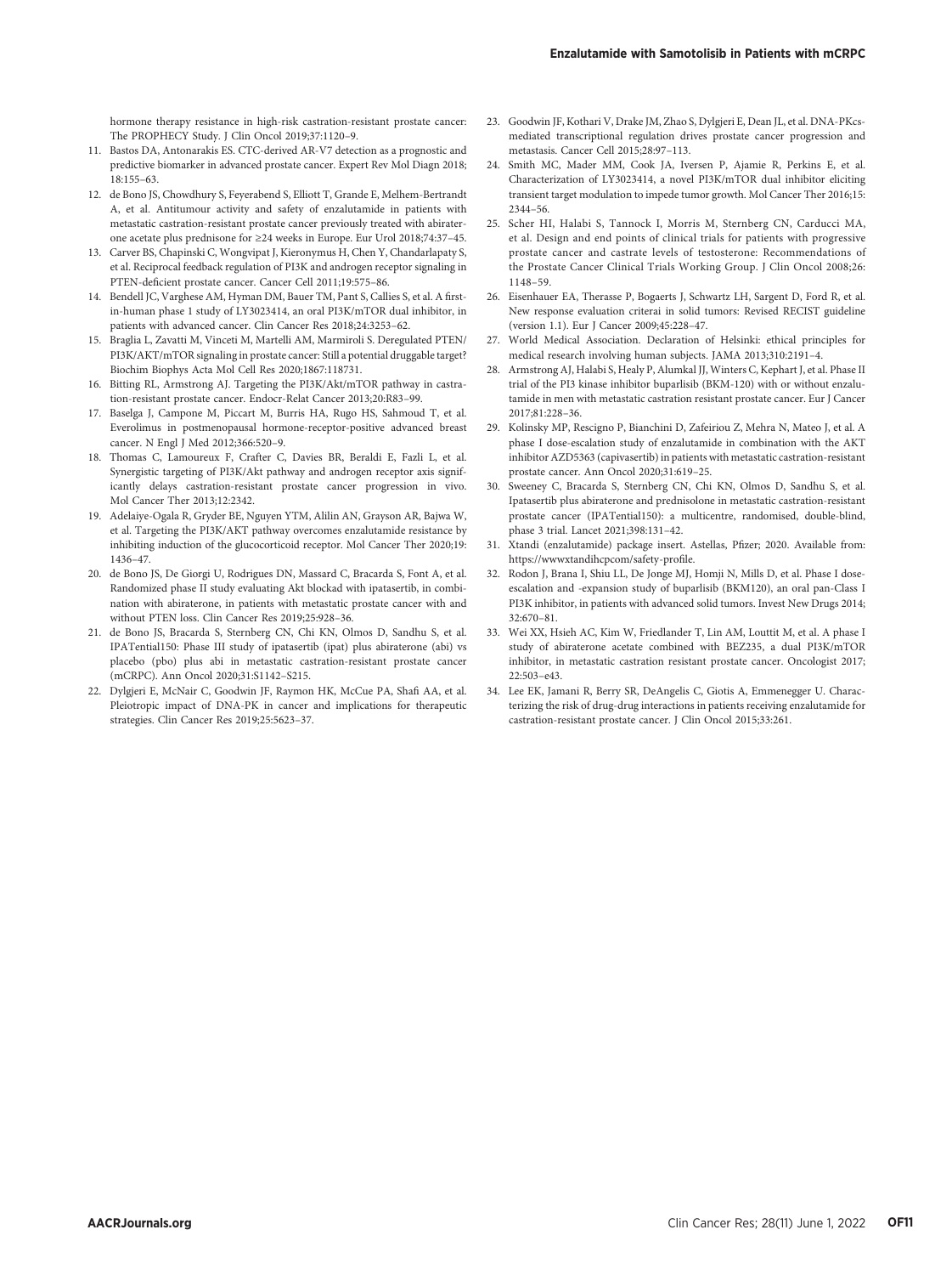hormone therapy resistance in high-risk castration-resistant prostate cancer: The PROPHECY Study. J Clin Oncol 2019;37:1120–9.

11. Bastos DA, Antonarakis ES. CTC-derived AR-V7 detection as a prognostic and predictive biomarker in advanced prostate cancer. Expert Rev Mol Diagn 2018; 18:155–63.
12. de Bono JS, Chowdhury S, Feyerabend S, Elliott T, Grande E, Melhem-Bertrandt A, et al. Antitumour activity and safety of enzalutamide in patients with metastatic castration-resistant prostate cancer previously treated with abiraterone acetate plus prednisone for ≥24 weeks in Europe. Eur Urol 2018;74:37–45.
13. Carver BS, Chapinski C, Wongvipat J, Kieronymus H, Chen Y, Chandarlapaty S, et al. Reciprocal feedback regulation of PI3K and androgen receptor signaling in PTEN-deficient prostate cancer. Cancer Cell 2011;19:575–86.
14. Bendell JC, Varghese AM, Hyman DM, Bauer TM, Pant S, Callies S, et al. A first-in-human phase 1 study of LY3023414, an oral PI3K/mTOR dual inhibitor, in patients with advanced cancer. Clin Cancer Res 2018;24:3253–62.
15. Braglia L, Zavatti M, Vinceti M, Martelli AM, Marmiroli S. Deregulated PTEN/PI3K/AKT/mTOR signaling in prostate cancer: Still a potential druggable target? Biochim Biophys Acta Mol Cell Res 2020;1867:118731.
16. Bitting RL, Armstrong AJ. Targeting the PI3K/Akt/mTOR pathway in castration-resistant prostate cancer. Endocr-Relat Cancer 2013;20:R83–99.
17. Baselga J, Campone M, Piccart M, Burris HA, Rugo HS, Sahmoud T, et al. Everolimus in postmenopausal hormone-receptor-positive advanced breast cancer. N Engl J Med 2012;366:520–9.
18. Thomas C, Lamoureux F, Crafter C, Davies BR, Beraldi E, Fazli L, et al. Synergistic targeting of PI3K/Akt pathway and androgen receptor axis significantly delays castration-resistant prostate cancer progression in vivo. Mol Cancer Ther 2013;12:2342.
19. Adelaiye-Ogala R, Gryder BE, Nguyen YTM, Alilin AN, Grayson AR, Bajwa W, et al. Targeting the PI3K/AKT pathway overcomes enzalutamide resistance by inhibiting induction of the glucocorticoid receptor. Mol Cancer Ther 2020;19: 1436–47.
20. de Bono JS, De Giorgi U, Rodrigues DN, Massard C, Bracarda S, Font A, et al. Randomized phase II study evaluating Akt blockad with ipatasertib, in combination with abiraterone, in patients with metastatic prostate cancer with and without PTEN loss. Clin Cancer Res 2019;25:928–36.
21. de Bono JS, Bracarda S, Sternberg CN, Chi KN, Olmos D, Sandhu S, et al. IPATential150: Phase III study of ipatasertib (ipat) plus abiraterone (abi) vs placebo (pbo) plus abi in metastatic castration-resistant prostate cancer (mCRPC). Ann Oncol 2020;31:S1142–S215.
22. Dylgjeri E, McNair C, Goodwin JF, Raymon HK, McCue PA, Shafi AA, et al. Pleiotropic impact of DNA-PK in cancer and implications for therapeutic strategies. Clin Cancer Res 2019;25:5623–37.
23. Goodwin JF, Kothari V, Drake JM, Zhao S, Dylgjeri E, Dean JL, et al. DNA-PKcs-mediated transcriptional regulation drives prostate cancer progression and metastasis. Cancer Cell 2015;28:97–113.
24. Smith MC, Mader MM, Cook JA, Iversen P, Ajamie R, Perkins E, et al. Characterization of LY3023414, a novel PI3K/mTOR dual inhibitor eliciting transient target modulation to impede tumor growth. Mol Cancer Ther 2016;15: 2344–56.
25. Scher HI, Halabi S, Tannock I, Morris M, Sternberg CN, Carducci MA, et al. Design and end points of clinical trials for patients with progressive prostate cancer and castrate levels of testosterone: Recommendations of the Prostate Cancer Clinical Trials Working Group. J Clin Oncol 2008;26: 1148–59.
26. Eisenhauer EA, Therasse P, Bogaerts J, Schwartz LH, Sargent D, Ford R, et al. New response evaluation criterai in solid tumors: Revised RECIST guideline (version 1.1). Eur J Cancer 2009;45:228–47.
27. World Medical Association. Declaration of Helsinki: ethical principles for medical research involving human subjects. JAMA 2013;310:2191–4.
28. Armstrong AJ, Halabi S, Healy P, Alumkal JJ, Winters C, Kephart J, et al. Phase II trial of the PI3 kinase inhibitor buparlisib (BKM-120) with or without enzalutamide in men with metastatic castration resistant prostate cancer. Eur J Cancer 2017;81:228–36.
29. Kolinsky MP, Rescigno P, Bianchini D, Zafeiriou Z, Mehra N, Mateo J, et al. A phase I dose-escalation study of enzalutamide in combination with the AKT inhibitor AZD5363 (capivasertib) in patients with metastatic castration-resistant prostate cancer. Ann Oncol 2020;31:619–25.
30. Sweeney C, Bracarda S, Sternberg CN, Chi KN, Olmos D, Sandhu S, et al. Ipatasertib plus abiraterone and prednisolone in metastatic castration-resistant prostate cancer (IPATential150): a multicentre, randomised, double-blind, phase 3 trial. Lancet 2021;398:131–42.
31. Xtandi (enzalutamide) package insert. Astellas, Pfizer; 2020. Available from: https://wwwxtandihcpcom/safety-profile.
32. Rodon J, Brana I, Shiu LL, De Jonge MJ, Homji N, Mills D, et al. Phase I dose-escalation and -expansion study of buparlisib (BKM120), an oral pan-Class I PI3K inhibitor, in patients with advanced solid tumors. Invest New Drugs 2014; 32:670–81.
33. Wei XX, Hsieh AC, Kim W, Friedlander T, Lin AM, Louttit M, et al. A phase I study of abiraterone acetate combined with BEZ235, a dual PI3K/mTOR inhibitor, in metastatic castration resistant prostate cancer. Oncologist 2017; 22:503–e43.
34. Lee EK, Jamani R, Berry SR, DeAngelis C, Giotis A, Emmenegger U. Characterizing the risk of drug-drug interactions in patients receiving enzalutamide for castration-resistant prostate cancer. J Clin Oncol 2015;33:261.